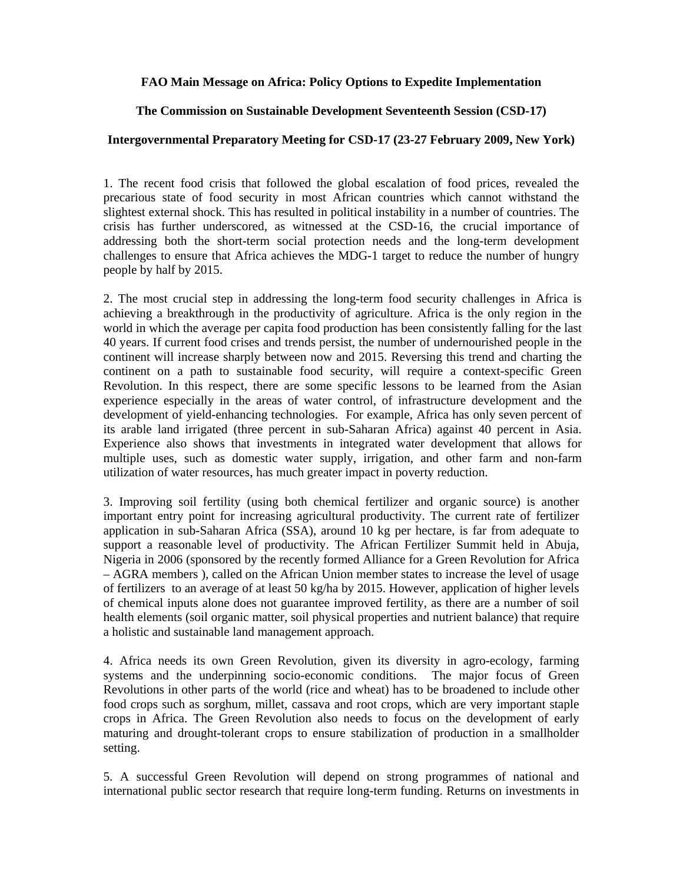**FAO Main Message on Africa: Policy Options to Expedite Implementation**

**The Commission on Sustainable Development Seventeenth Session (CSD-17)**

**Intergovernmental Preparatory Meeting for CSD-17 (23-27 February 2009, New York)**

1. The recent food crisis that followed the global escalation of food prices, revealed the precarious state of food security in most African countries which cannot withstand the slightest external shock. This has resulted in political instability in a number of countries. The crisis has further underscored, as witnessed at the CSD-16, the crucial importance of addressing both the short-term social protection needs and the long-term development challenges to ensure that Africa achieves the MDG-1 target to reduce the number of hungry people by half by 2015.

2. The most crucial step in addressing the long-term food security challenges in Africa is achieving a breakthrough in the productivity of agriculture. Africa is the only region in the world in which the average per capita food production has been consistently falling for the last 40 years. If current food crises and trends persist, the number of undernourished people in the continent will increase sharply between now and 2015. Reversing this trend and charting the continent on a path to sustainable food security, will require a context-specific Green Revolution. In this respect, there are some specific lessons to be learned from the Asian experience especially in the areas of water control, of infrastructure development and the development of yield-enhancing technologies. For examaple, Africa has only seven percent of its arable land irrigated (three percent in sub-Saharan Africa) against 40 percent in Asia. Experience also shows that investments in integrated water development that allows for multiple uses, such as domestic water supply, irrigation, and other farm and non-farm utilization of water resources, has much greater impact in poverty reduction.

3. Improving soil fertility (using both chemical fertilizer and organic source) is another important entry point for increasing agricultural productivity. The current rate of fertilizer application in sub-Saharan Africa (SSA), around 10 kg per hectare, is far from adequate to support a reasonable level of productivity. The African Fertilizer Summit held in Abuja, Nigeria in 2006 (sponsored by the recently formed Alliance for a Green Revolution for Africa – AGRA members ), called on the African Union member states to increase the level of usage of fertilizers to an average of at least 50 kg/ha by 2015. However, application of higher levels of chemical inputs alone does not guarantee improved fertility, as there are a number of soil health elements (soil organic matter, soil physical properties and nutrient balance) that require a holistic and sustainable land management approach.

4. Africa needs its own Green Revolution, given its diversity in agro-ecology, farming systems and the underpinning socio-economic conditions. The major focus of Green Revolutions in other parts of the world (rice and wheat) has to be broadened to include other food crops such as sorghum, millet, cassava and root crops, which are very important staple crops in Africa. The Green Revolution also needs to focus on the development of early maturing and drought-tolerant crops to ensure stabilization of production in a smallholder setting.

5. A successful Green Revolution will depend on strong programmes of national and international public sector research that require long-term funding. Returns on investments in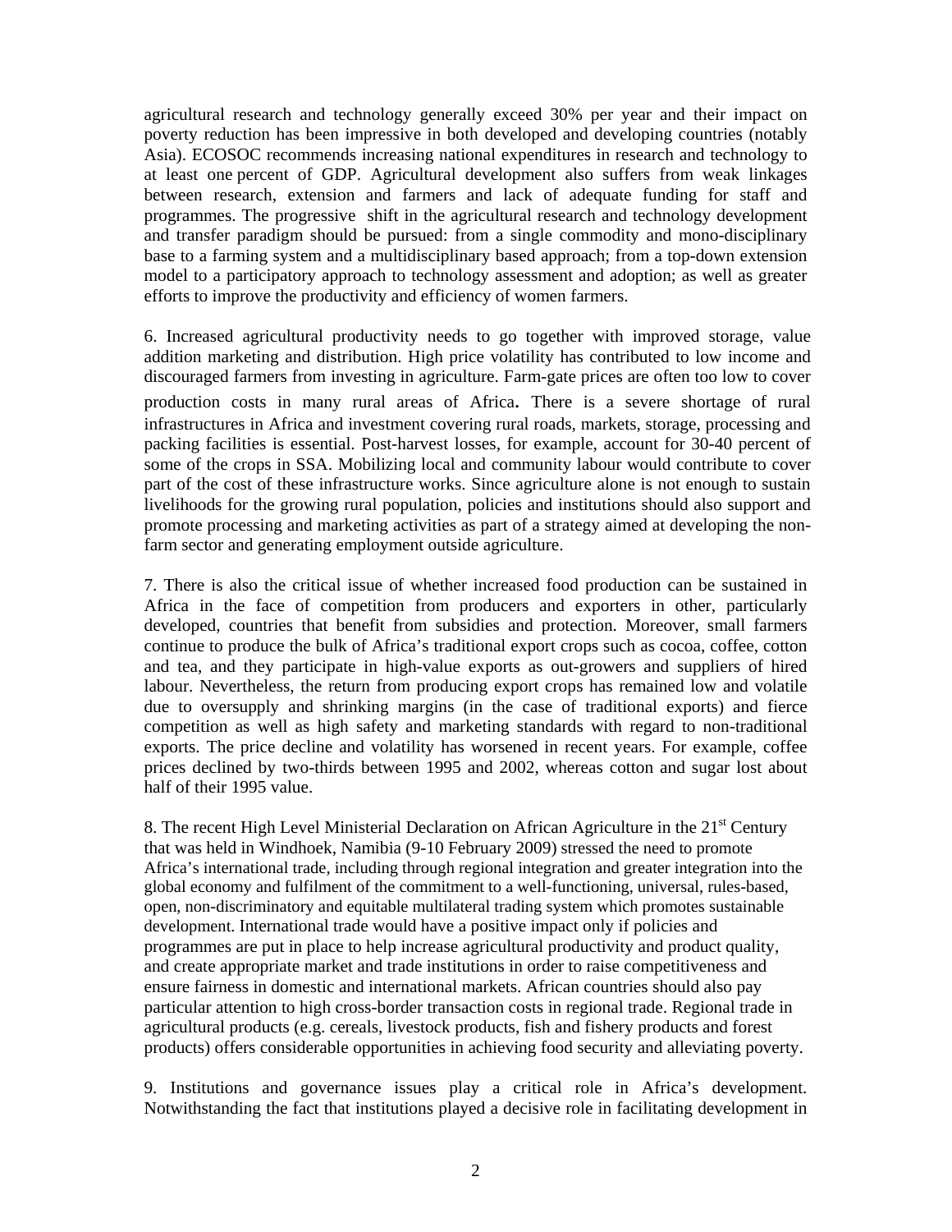agricultural research and technology generally exceed 30% per year and their impact on poverty reduction has been impressive in both developed and developing countries (notably Asia). ECOSOC recommends increasing national expenditures in research and technology to at least one percent of GDP. Agricultural development also suffers from weak linkages between research, extension and farmers and lack of adequate funding for staff and programmes. The progressive shift in the agricultural research and technology development and transfer paradigm should be pursued: from a single commodity and mono-disciplinary base to a farming system and a multidisciplinary based approach; from a top-down extension model to a participatory approach to technology assessment and adoption; as well as greater efforts to improve the productivity and efficiency of women farmers.

6. Increased agricultural productivity needs to go together with improved storage, value addition marketing and distribution. High price volatility has contributed to low income and discouraged farmers from investing in agriculture. Farm-gate prices are often too low to cover production costs in many rural areas of Africa**.** There is a severe shortage of rural infrastructures in Africa and investment covering rural roads, markets, storage, processing and packing facilities is essential. Post-harvest losses, for example, account for 30-40 percent of some of the crops in SSA. Mobilizing local and community labour would contribute to cover part of the cost of these infrastructure works. Since agriculture alone is not enough to sustain livelihoods for the growing rural population, policies and institutions should also support and promote processing and marketing activities as part of a strategy aimed at developing the non-farm sector and generating employment outside agriculture.

7. There is also the critical issue of whether increased food production can be sustained in Africa in the face of competition from producers and exporters in other, particularly developed, countries that benefit from subsidies and protection. Moreover, small farmers continue to produce the bulk of Africa's traditional export crops such as cocoa, coffee, cotton and tea, and they participate in high-value exports as out-growers and suppliers of hired labour. Nevertheless, the return from producing export crops has remained low and volatile due to oversupply and shrinking margins (in the case of traditional exports) and fierce competition as well as high safety and marketing standards with regard to non-traditional exports. The price decline and volatility has worsened in recent years. For example, coffee prices declined by two-thirds between 1995 and 2002, whereas cotton and sugar lost about half of their 1995 value.

8. The recent High Level Ministerial Declaration on African Agriculture in the 21st Century that was held in Windhoek, Namibia (9-10 February 2009) stressed the need to promote Africa's international trade, including through regional integration and greater integration into the global economy and fulfilment of the commitment to a well-functioning, universal, rules-based, open, non-discriminatory and equitable multilateral trading system which promotes sustainable development. International trade would have a positive impact only if policies and programmes are put in place to help increase agricultural productivity and product quality, and create appropriate market and trade institutions in order to raise competitiveness and ensure fairness in domestic and international markets. African countries should also pay particular attention to high cross-border transaction costs in regional trade. Regional trade in agricultural products (e.g. cereals, livestock products, fish and fishery products and forest products) offers considerable opportunities in achieving food security and alleviating poverty.

9. Institutions and governance issues play a critical role in Africa's development. Notwithstanding the fact that institutions played a decisive role in facilitating development in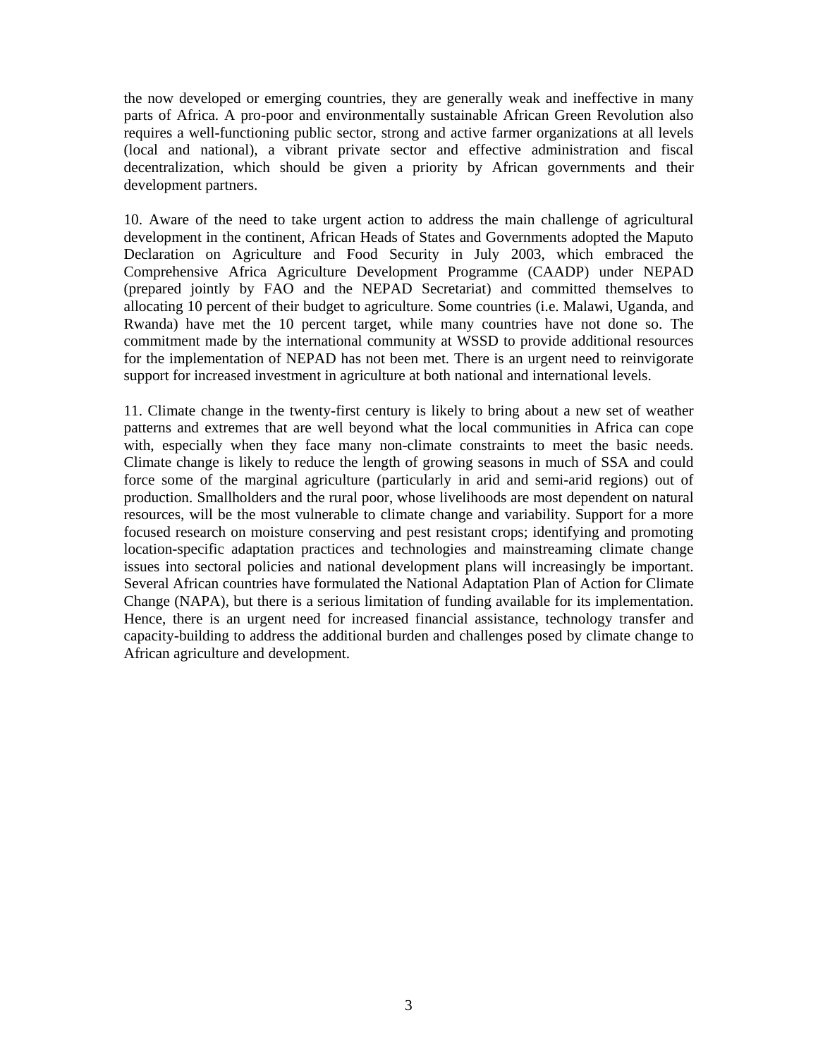the now developed or emerging countries, they are generally weak and ineffective in many parts of Africa. A pro-poor and environmentally sustainable African Green Revolution also requires a well-functioning public sector, strong and active farmer organizations at all levels (local and national), a vibrant private sector and effective administration and fiscal decentralization, which should be given a priority by African governments and their development partners.

10. Aware of the need to take urgent action to address the main challenge of agricultural development in the continent, African Heads of States and Governments adopted the Maputo Declaration on Agriculture and Food Security in July 2003, which embraced the Comprehensive Africa Agriculture Development Programme (CAADP) under NEPAD (prepared jointly by FAO and the NEPAD Secretariat) and committed themselves to allocating 10 percent of their budget to agriculture. Some countries (i.e. Malawi, Uganda, and Rwanda) have met the 10 percent target, while many countries have not done so. The commitment made by the international community at WSSD to provide additional resources for the implementation of NEPAD has not been met. There is an urgent need to reinvigorate support for increased investment in agriculture at both national and international levels.

11. Climate change in the twenty-first century is likely to bring about a new set of weather patterns and extremes that are well beyond what the local communities in Africa can cope with, especially when they face many non-climate constraints to meet the basic needs. Climate change is likely to reduce the length of growing seasons in much of SSA and could force some of the marginal agriculture (particularly in arid and semi-arid regions) out of production. Smallholders and the rural poor, whose livelihoods are most dependent on natural resources, will be the most vulnerable to climate change and variability. Support for a more focused research on moisture conserving and pest resistant crops; identifying and promoting location-specific adaptation practices and technologies and mainstreaming climate change issues into sectoral policies and national development plans will increasingly be important. Several African countries have formulated the National Adaptation Plan of Action for Climate Change (NAPA), but there is a serious limitation of funding available for its implementation. Hence, there is an urgent need for increased financial assistance, technology transfer and capacity-building to address the additional burden and challenges posed by climate change to African agriculture and development.